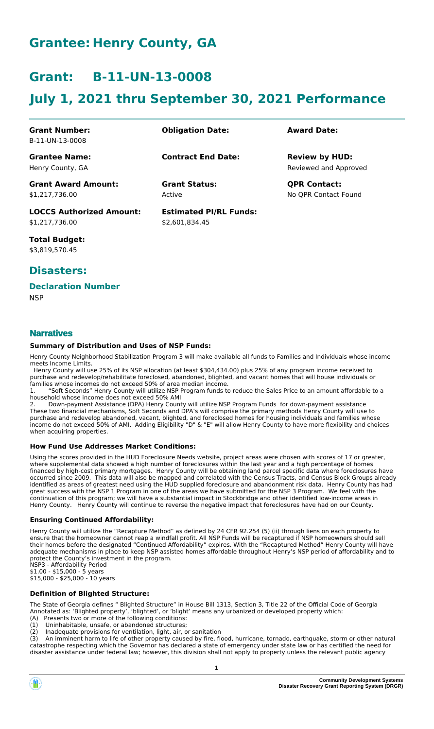# Grantee: Henry County, GA

# Grant: B-11-UN-13-0008

# July 1, 2021 thru September 30, 2021 Performance

| **Grant Number:** | **Obligation Date:** | **Award Date:** |
|---|---|---|
| B-11-UN-13-0008 | | |
| **Grantee Name:** | **Contract End Date:** | **Review by HUD:** |
| Henry County, GA | | Reviewed and Approved |
| **Grant Award Amount:** | **Grant Status:** | **QPR Contact:** |
| $1,217,736.00 | Active | No QPR Contact Found |
| **LOCCS Authorized Amount:** | **Estimated PI/RL Funds:** | |
| $1,217,736.00 | $2,601,834.45 | |

**Total Budget:**
$3,819,570.45

## Disasters:

### Declaration Number

NSP

## Narratives

**Summary of Distribution and Uses of NSP Funds:**

Henry County Neighborhood Stabilization Program 3 will make available all funds to Families and Individuals whose income meets Income Limits.
Henry County will use 25% of its NSP allocation (at least $304,434.00) plus 25% of any program income received to purchase and redevelop/rehabilitate foreclosed, abandoned, blighted, and vacant homes that will house individuals or families whose incomes do not exceed 50% of area median income.

1. "Soft Seconds" Henry County will utilize NSP Program funds to reduce the Sales Price to an amount affordable to a household whose income does not exceed 50% AMI
2. Down-payment Assistance (DPA) Henry County will utilize NSP Program Funds for down-payment assistance

These two financial mechanisms, Soft Seconds and DPA's will comprise the primary methods Henry County will use to purchase and redevelop abandoned, vacant, blighted, and foreclosed homes for housing individuals and families whose income do not exceed 50% of AMI. Adding Eligibility "D" & "E" will allow Henry County to have more flexibility and choices when acquiring properties.

**How Fund Use Addresses Market Conditions:**

Using the scores provided in the HUD Foreclosure Needs website, project areas were chosen with scores of 17 or greater, where supplemental data showed a high number of foreclosures within the last year and a high percentage of homes financed by high-cost primary mortgages. Henry County will be obtaining land parcel specific data where foreclosures have occurred since 2009. This data will also be mapped and correlated with the Census Tracts, and Census Block Groups already identified as areas of greatest need using the HUD supplied foreclosure and abandonment risk data. Henry County has had great success with the NSP 1 Program in one of the areas we have submitted for the NSP 3 Program. We feel with the continuation of this program; we will have a substantial impact in Stockbridge and other identified low-income areas in Henry County. Henry County will continue to reverse the negative impact that foreclosures have had on our County.

**Ensuring Continued Affordability:**

Henry County will utilize the "Recapture Method" as defined by 24 CFR 92.254 (5) (ii) through liens on each property to ensure that the homeowner cannot reap a windfall profit. All NSP Funds will be recaptured if NSP homeowners should sell their homes before the designated "Continued Affordability" expires. With the "Recaptured Method" Henry County will have adequate mechanisms in place to keep NSP assisted homes affordable throughout Henry's NSP period of affordability and to protect the County's investment in the program.
NSP3 - Affordability Period
$1.00 - $15,000 - 5 years
$15,000 - $25,000 - 10 years

**Definition of Blighted Structure:**

The State of Georgia defines " Blighted Structure" in House Bill 1313, Section 3, Title 22 of the Official Code of Georgia Annotated as: 'Blighted property', 'blighted', or 'blight' means any urbanized or developed property which:
(A) Presents two or more of the following conditions:
(1) Uninhabitable, unsafe, or abandoned structures;
(2) Inadequate provisions for ventilation, light, air, or sanitation
(3) An imminent harm to life of other property caused by fire, flood, hurricane, tornado, earthquake, storm or other natural catastrophe respecting which the Governor has declared a state of emergency under state law or has certified the need for disaster assistance under federal law; however, this division shall not apply to property unless the relevant public agency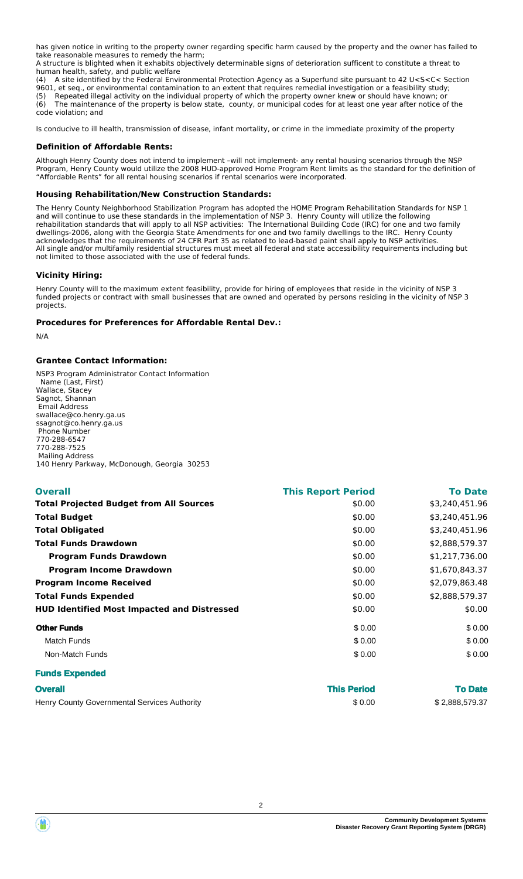has given notice in writing to the property owner regarding specific harm caused by the property and the owner has failed to take reasonable measures to remedy the harm;
A structure is blighted when it exhibits objectively determinable signs of deterioration sufficent to constitute a threat to human health, safety, and public welfare
(4) A site identified by the Federal Environmental Protection Agency as a Superfund site pursuant to 42 U<S<C< Section 9601, et seq., or environmental contamination to an extent that requires remedial investigation or a feasibility study;
(5) Repeated illegal activity on the individual property of which the property owner knew or should have known; or
(6) The maintenance of the property is below state, county, or municipal codes for at least one year after notice of the code violation; and

Is conducive to ill health, transmission of disease, infant mortality, or crime in the immediate proximity of the property

### Definition of Affordable Rents:

Although Henry County does not intend to implement –will not implement- any rental housing scenarios through the NSP Program, Henry County would utilize the 2008 HUD-approved Home Program Rent limits as the standard for the definition of "Affordable Rents" for all rental housing scenarios if rental scenarios were incorporated.

### Housing Rehabilitation/New Construction Standards:

The Henry County Neighborhood Stabilization Program has adopted the HOME Program Rehabilitation Standards for NSP 1 and will continue to use these standards in the implementation of NSP 3. Henry County will utilize the following rehabilitation standards that will apply to all NSP activities: The International Building Code (IRC) for one and two family dwellings-2006, along with the Georgia State Amendments for one and two family dwellings to the IRC. Henry County acknowledges that the requirements of 24 CFR Part 35 as related to lead-based paint shall apply to NSP activities.
All single and/or multifamily residential structures must meet all federal and state accessibility requirements including but not limited to those associated with the use of federal funds.

### Vicinity Hiring:

Henry County will to the maximum extent feasibility, provide for hiring of employees that reside in the vicinity of NSP 3 funded projects or contract with small businesses that are owned and operated by persons residing in the vicinity of NSP 3 projects.

### Procedures for Preferences for Affordable Rental Dev.:

N/A

### Grantee Contact Information:

NSP3 Program Administrator Contact Information
Name (Last, First)
Wallace, Stacey
Sagnot, Shannan
Email Address
swallace@co.henry.ga.us
ssagnot@co.henry.ga.us
Phone Number
770-288-6547
770-288-7525
Mailing Address
140 Henry Parkway, McDonough, Georgia 30253

| Overall | This Report Period | To Date |
|---|---|---|
| **Total Projected Budget from All Sources** | $0.00 | $3,240,451.96 |
| **Total Budget** | $0.00 | $3,240,451.96 |
| **Total Obligated** | $0.00 | $3,240,451.96 |
| **Total Funds Drawdown** | $0.00 | $2,888,579.37 |
| **Program Funds Drawdown** | $0.00 | $1,217,736.00 |
| **Program Income Drawdown** | $0.00 | $1,670,843.37 |
| **Program Income Received** | $0.00 | $2,079,863.48 |
| **Total Funds Expended** | $0.00 | $2,888,579.37 |
| **HUD Identified Most Impacted and Distressed** | $0.00 | $0.00 |
| **Other Funds** | $ 0.00 | $ 0.00 |
| Match Funds | $ 0.00 | $ 0.00 |
| Non-Match Funds | $ 0.00 | $ 0.00 |

### Funds Expended

| Overall | This Period | To Date |
|---|---|---|
| Henry County Governmental Services Authority | $ 0.00 | $ 2,888,579.37 |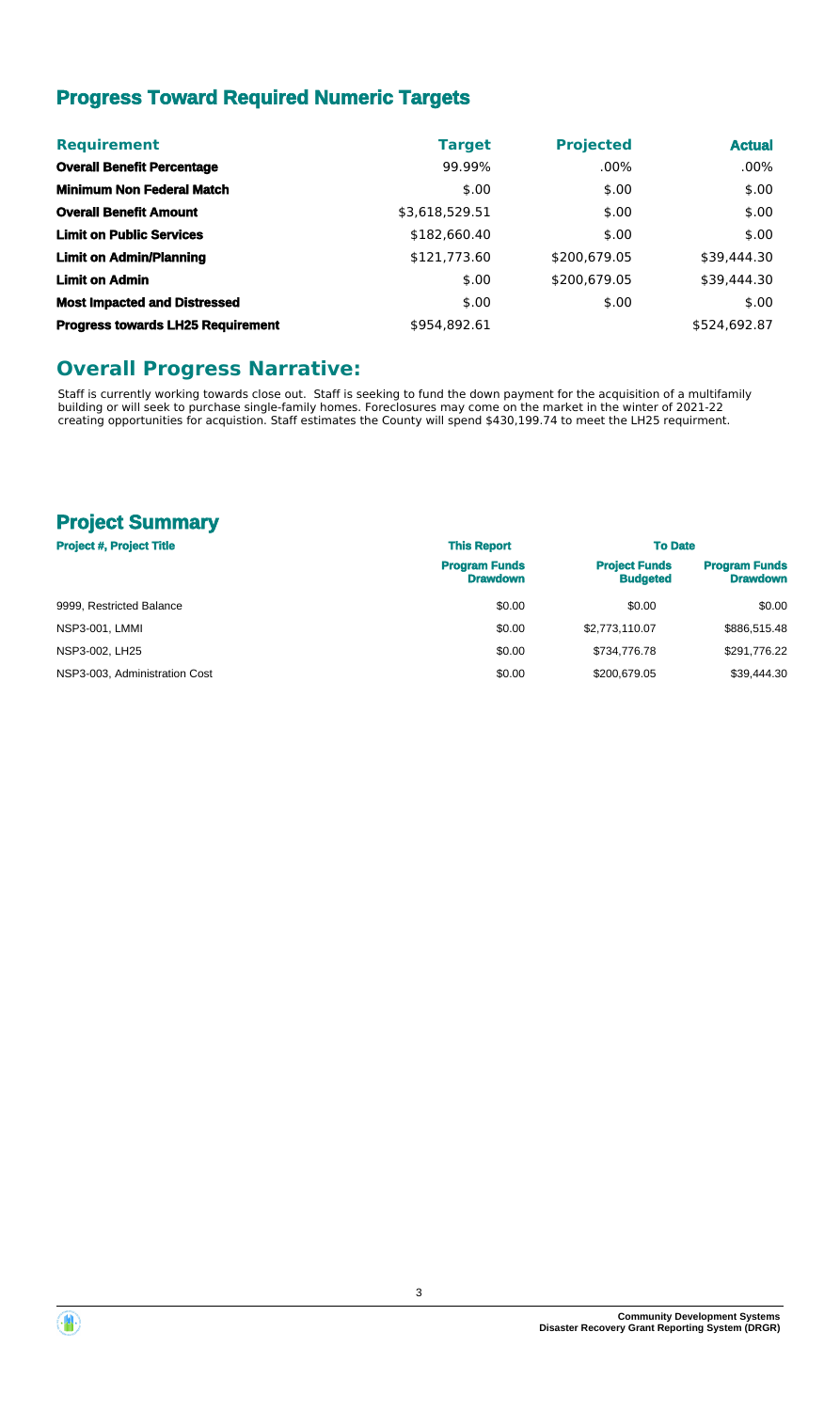## Progress Toward Required Numeric Targets

| Requirement | Target | Projected | Actual |
|---|---|---|---|
| **Overall Benefit Percentage** | 99.99% | .00% | .00% |
| **Minimum Non Federal Match** | $.00 | $.00 | $.00 |
| **Overall Benefit Amount** | $3,618,529.51 | $.00 | $.00 |
| **Limit on Public Services** | $182,660.40 | $.00 | $.00 |
| **Limit on Admin/Planning** | $121,773.60 | $200,679.05 | $39,444.30 |
| **Limit on Admin** | $.00 | $200,679.05 | $39,444.30 |
| **Most Impacted and Distressed** | $.00 | $.00 | $.00 |
| **Progress towards LH25 Requirement** | $954,892.61 | | $524,692.87 |

## Overall Progress Narrative:

Staff is currently working towards close out. Staff is seeking to fund the down payment for the acquisition of a multifamily building or will seek to purchase single-family homes. Foreclosures may come on the market in the winter of 2021-22 creating opportunities for acquistion. Staff estimates the County will spend $430,199.74 to meet the LH25 requirment.

## Project Summary

| Project #, Project Title | This Report | To Date | |
|---|---|---|---|
| | Program Funds Drawdown | Project Funds Budgeted | Program Funds Drawdown |
| 9999, Restricted Balance | $0.00 | $0.00 | $0.00 |
| NSP3-001, LMMI | $0.00 | $2,773,110.07 | $886,515.48 |
| NSP3-002, LH25 | $0.00 | $734,776.78 | $291,776.22 |
| NSP3-003, Administration Cost | $0.00 | $200,679.05 | $39,444.30 |